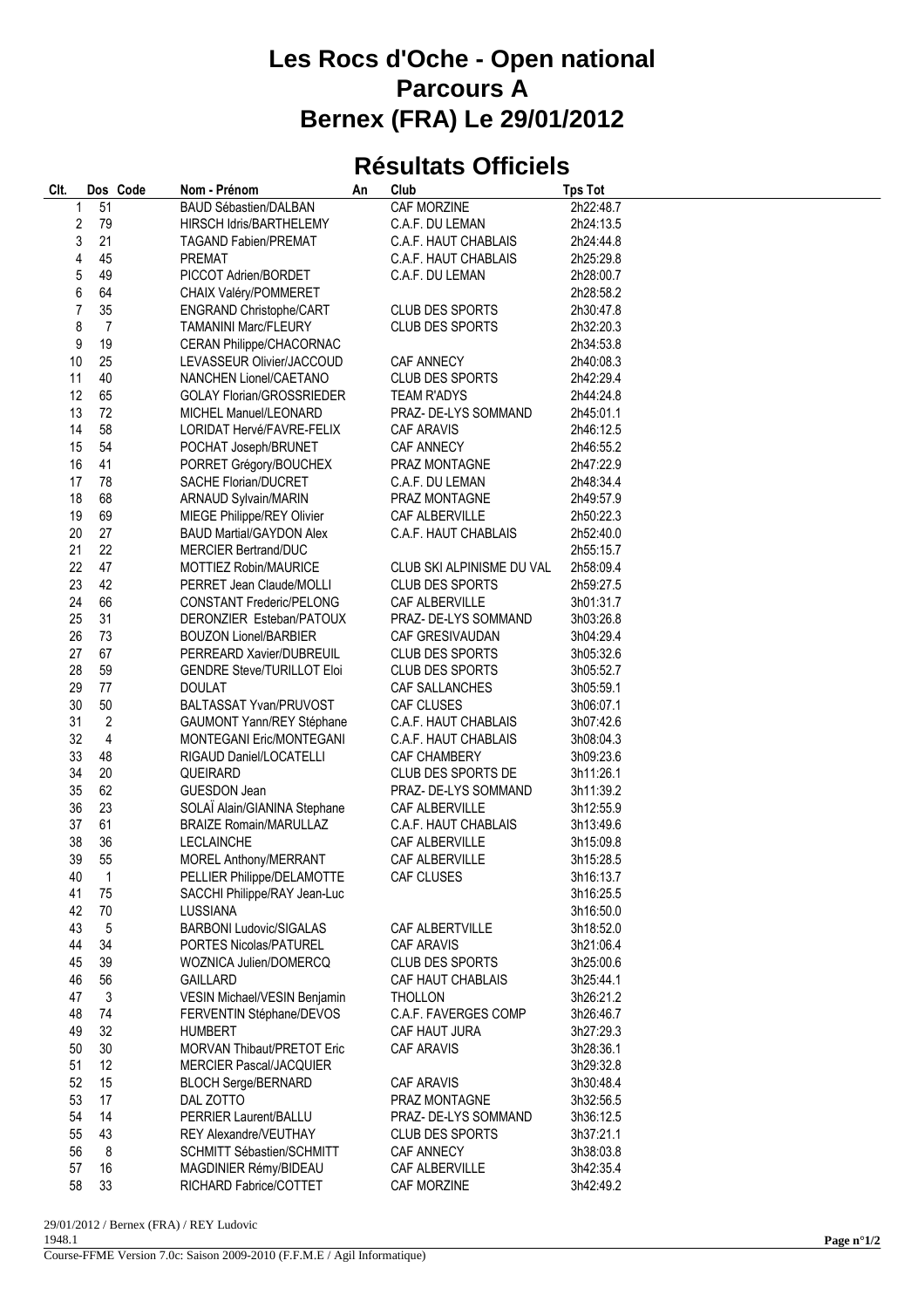# Les Rocs d'Oche - Open national
# Parcours A
# Bernex (FRA) Le 29/01/2012

## Résultats Officiels

| Clt. | Dos | Code | Nom - Prénom | An | Club | Tps Tot |
|---|---|---|---|---|---|---|
| 1 | 51 | | BAUD Sébastien/DALBAN | | CAF MORZINE | 2h22:48.7 |
| 2 | 79 | | HIRSCH Idris/BARTHELEMY | | C.A.F. DU LEMAN | 2h24:13.5 |
| 3 | 21 | | TAGAND Fabien/PREMAT | | C.A.F. HAUT CHABLAIS | 2h24:44.8 |
| 4 | 45 | | PREMAT | | C.A.F. HAUT CHABLAIS | 2h25:29.8 |
| 5 | 49 | | PICCOT Adrien/BORDET | | C.A.F. DU LEMAN | 2h28:00.7 |
| 6 | 64 | | CHAIX Valéry/POMMERET | | | 2h28:58.2 |
| 7 | 35 | | ENGRAND Christophe/CART | | CLUB DES SPORTS | 2h30:47.8 |
| 8 | 7 | | TAMANINI Marc/FLEURY | | CLUB DES SPORTS | 2h32:20.3 |
| 9 | 19 | | CERAN Philippe/CHACORNAC | | | 2h34:53.8 |
| 10 | 25 | | LEVASSEUR Olivier/JACCOUD | | CAF ANNECY | 2h40:08.3 |
| 11 | 40 | | NANCHEN Lionel/CAETANO | | CLUB DES SPORTS | 2h42:29.4 |
| 12 | 65 | | GOLAY Florian/GROSSRIEDER | | TEAM R'ADYS | 2h44:24.8 |
| 13 | 72 | | MICHEL Manuel/LEONARD | | PRAZ- DE-LYS SOMMAND | 2h45:01.1 |
| 14 | 58 | | LORIDAT Hervé/FAVRE-FELIX | | CAF ARAVIS | 2h46:12.5 |
| 15 | 54 | | POCHAT Joseph/BRUNET | | CAF ANNECY | 2h46:55.2 |
| 16 | 41 | | PORRET Grégory/BOUCHEX | | PRAZ MONTAGNE | 2h47:22.9 |
| 17 | 78 | | SACHE Florian/DUCRET | | C.A.F. DU LEMAN | 2h48:34.4 |
| 18 | 68 | | ARNAUD Sylvain/MARIN | | PRAZ MONTAGNE | 2h49:57.9 |
| 19 | 69 | | MIEGE Philippe/REY Olivier | | CAF ALBERVILLE | 2h50:22.3 |
| 20 | 27 | | BAUD Martial/GAYDON Alex | | C.A.F. HAUT CHABLAIS | 2h52:40.0 |
| 21 | 22 | | MERCIER Bertrand/DUC | | | 2h55:15.7 |
| 22 | 47 | | MOTTIEZ Robin/MAURICE | | CLUB SKI ALPINISME DU VAL | 2h58:09.4 |
| 23 | 42 | | PERRET Jean Claude/MOLLI | | CLUB DES SPORTS | 2h59:27.5 |
| 24 | 66 | | CONSTANT Frederic/PELONG | | CAF ALBERVILLE | 3h01:31.7 |
| 25 | 31 | | DERONZIER Esteban/PATOUX | | PRAZ- DE-LYS SOMMAND | 3h03:26.8 |
| 26 | 73 | | BOUZON Lionel/BARBIER | | CAF GRESIVAUDAN | 3h04:29.4 |
| 27 | 67 | | PERREARD Xavier/DUBREUIL | | CLUB DES SPORTS | 3h05:32.6 |
| 28 | 59 | | GENDRE Steve/TURILLOT Eloi | | CLUB DES SPORTS | 3h05:52.7 |
| 29 | 77 | | DOULAT | | CAF SALLANCHES | 3h05:59.1 |
| 30 | 50 | | BALTASSAT Yvan/PRUVOST | | CAF CLUSES | 3h06:07.1 |
| 31 | 2 | | GAUMONT Yann/REY Stéphane | | C.A.F. HAUT CHABLAIS | 3h07:42.6 |
| 32 | 4 | | MONTEGANI Eric/MONTEGANI | | C.A.F. HAUT CHABLAIS | 3h08:04.3 |
| 33 | 48 | | RIGAUD Daniel/LOCATELLI | | CAF CHAMBERY | 3h09:23.6 |
| 34 | 20 | | QUEIRARD | | CLUB DES SPORTS DE | 3h11:26.1 |
| 35 | 62 | | GUESDON Jean | | PRAZ- DE-LYS SOMMAND | 3h11:39.2 |
| 36 | 23 | | SOLAÏ Alain/GIANINA Stephane | | CAF ALBERVILLE | 3h12:55.9 |
| 37 | 61 | | BRAIZE Romain/MARULLAZ | | C.A.F. HAUT CHABLAIS | 3h13:49.6 |
| 38 | 36 | | LECLAINCHE | | CAF ALBERVILLE | 3h15:09.8 |
| 39 | 55 | | MOREL Anthony/MERRANT | | CAF ALBERVILLE | 3h15:28.5 |
| 40 | 1 | | PELLIER Philippe/DELAMOTTE | | CAF CLUSES | 3h16:13.7 |
| 41 | 75 | | SACCHI Philippe/RAY Jean-Luc | | | 3h16:25.5 |
| 42 | 70 | | LUSSIANA | | | 3h16:50.0 |
| 43 | 5 | | BARBONI Ludovic/SIGALAS | | CAF ALBERTVILLE | 3h18:52.0 |
| 44 | 34 | | PORTES Nicolas/PATUREL | | CAF ARAVIS | 3h21:06.4 |
| 45 | 39 | | WOZNICA Julien/DOMERCQ | | CLUB DES SPORTS | 3h25:00.6 |
| 46 | 56 | | GAILLARD | | CAF HAUT CHABLAIS | 3h25:44.1 |
| 47 | 3 | | VESIN Michael/VESIN Benjamin | | THOLLON | 3h26:21.2 |
| 48 | 74 | | FERVENTIN Stéphane/DEVOS | | C.A.F. FAVERGES COMP | 3h26:46.7 |
| 49 | 32 | | HUMBERT | | CAF HAUT JURA | 3h27:29.3 |
| 50 | 30 | | MORVAN Thibaut/PRETOT Eric | | CAF ARAVIS | 3h28:36.1 |
| 51 | 12 | | MERCIER Pascal/JACQUIER | | | 3h29:32.8 |
| 52 | 15 | | BLOCH Serge/BERNARD | | CAF ARAVIS | 3h30:48.4 |
| 53 | 17 | | DAL ZOTTO | | PRAZ MONTAGNE | 3h32:56.5 |
| 54 | 14 | | PERRIER Laurent/BALLU | | PRAZ- DE-LYS SOMMAND | 3h36:12.5 |
| 55 | 43 | | REY Alexandre/VEUTHAY | | CLUB DES SPORTS | 3h37:21.1 |
| 56 | 8 | | SCHMITT Sébastien/SCHMITT | | CAF ANNECY | 3h38:03.8 |
| 57 | 16 | | MAGDINIER Rémy/BIDEAU | | CAF ALBERVILLE | 3h42:35.4 |
| 58 | 33 | | RICHARD Fabrice/COTTET | | CAF MORZINE | 3h42:49.2 |

29/01/2012 / Bernex (FRA) / REY Ludovic
1948.1
Course-FFME Version 7.0c: Saison 2009-2010 (F.F.M.E / Agil Informatique)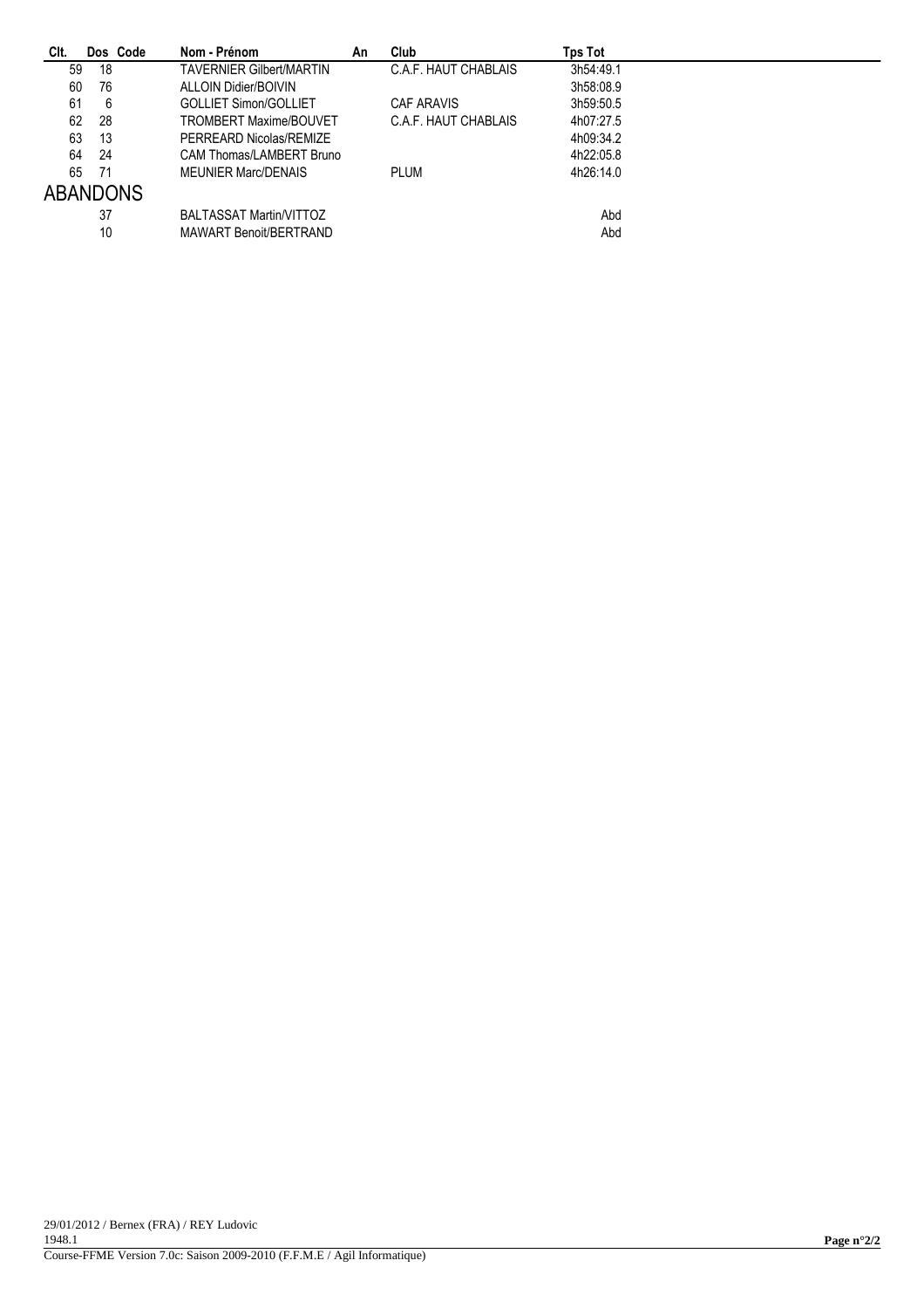| Clt. | Dos | Code | Nom - Prénom | An | Club | Tps Tot |
|---|---|---|---|---|---|---|
| 59 | 18 | | TAVERNIER Gilbert/MARTIN | | C.A.F. HAUT CHABLAIS | 3h54:49.1 |
| 60 | 76 | | ALLOIN Didier/BOIVIN | | | 3h58:08.9 |
| 61 | 6 | | GOLLIET Simon/GOLLIET | | CAF ARAVIS | 3h59:50.5 |
| 62 | 28 | | TROMBERT Maxime/BOUVET | | C.A.F. HAUT CHABLAIS | 4h07:27.5 |
| 63 | 13 | | PERREARD Nicolas/REMIZE | | | 4h09:34.2 |
| 64 | 24 | | CAM Thomas/LAMBERT Bruno | | | 4h22:05.8 |
| 65 | 71 | | MEUNIER Marc/DENAIS | | PLUM | 4h26:14.0 |

## ABANDONS

| Clt. | Dos | Code | Nom - Prénom | An | Club | Tps Tot |
|---|---|---|---|---|---|---|
| | 37 | | BALTASSAT Martin/VITTOZ | | | Abd |
| | 10 | | MAWART Benoit/BERTRAND | | | Abd |

29/01/2012 / Bernex (FRA) / REY Ludovic
1948.1

Course-FFME Version 7.0c: Saison 2009-2010 (F.F.M.E / Agil Informatique)